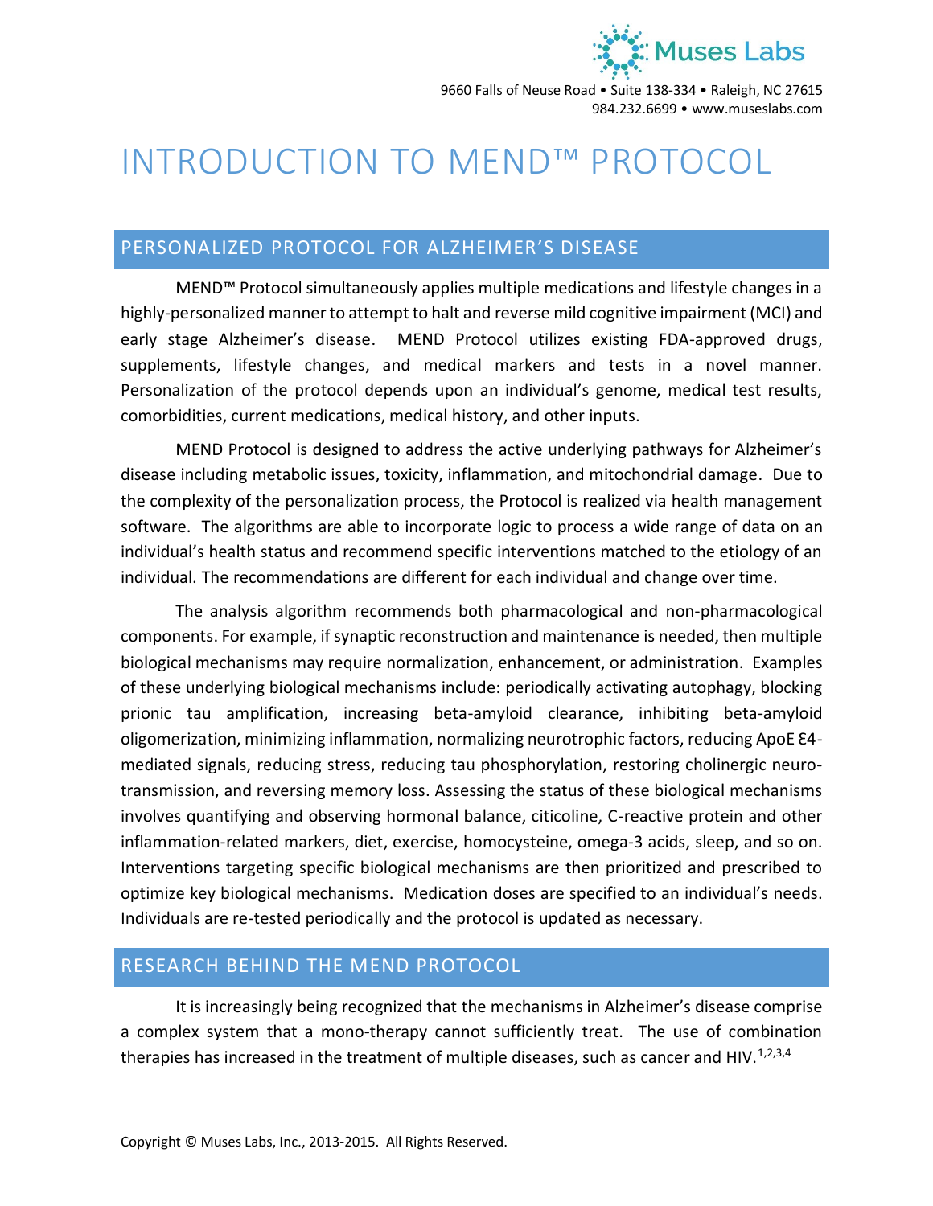Muses Labs

9660 Falls of Neuse Road • Suite 138-334 • Raleigh, NC 27615
984.232.6699 • www.museslabs.com

# INTRODUCTION TO MEND™ PROTOCOL

## PERSONALIZED PROTOCOL FOR ALZHEIMER'S DISEASE

MEND™ Protocol simultaneously applies multiple medications and lifestyle changes in a highly-personalized manner to attempt to halt and reverse mild cognitive impairment (MCI) and early stage Alzheimer's disease. MEND Protocol utilizes existing FDA-approved drugs, supplements, lifestyle changes, and medical markers and tests in a novel manner. Personalization of the protocol depends upon an individual's genome, medical test results, comorbidities, current medications, medical history, and other inputs.

MEND Protocol is designed to address the active underlying pathways for Alzheimer's disease including metabolic issues, toxicity, inflammation, and mitochondrial damage. Due to the complexity of the personalization process, the Protocol is realized via health management software. The algorithms are able to incorporate logic to process a wide range of data on an individual's health status and recommend specific interventions matched to the etiology of an individual. The recommendations are different for each individual and change over time.

The analysis algorithm recommends both pharmacological and non-pharmacological components. For example, if synaptic reconstruction and maintenance is needed, then multiple biological mechanisms may require normalization, enhancement, or administration. Examples of these underlying biological mechanisms include: periodically activating autophagy, blocking prionic tau amplification, increasing beta-amyloid clearance, inhibiting beta-amyloid oligomerization, minimizing inflammation, normalizing neurotrophic factors, reducing ApoE Ɛ4-mediated signals, reducing stress, reducing tau phosphorylation, restoring cholinergic neuro-transmission, and reversing memory loss. Assessing the status of these biological mechanisms involves quantifying and observing hormonal balance, citicoline, C-reactive protein and other inflammation-related markers, diet, exercise, homocysteine, omega-3 acids, sleep, and so on. Interventions targeting specific biological mechanisms are then prioritized and prescribed to optimize key biological mechanisms. Medication doses are specified to an individual's needs. Individuals are re-tested periodically and the protocol is updated as necessary.

## RESEARCH BEHIND THE MEND PROTOCOL

It is increasingly being recognized that the mechanisms in Alzheimer's disease comprise a complex system that a mono-therapy cannot sufficiently treat. The use of combination therapies has increased in the treatment of multiple diseases, such as cancer and HIV.[1,2,3,4]

Copyright © Muses Labs, Inc., 2013-2015. All Rights Reserved.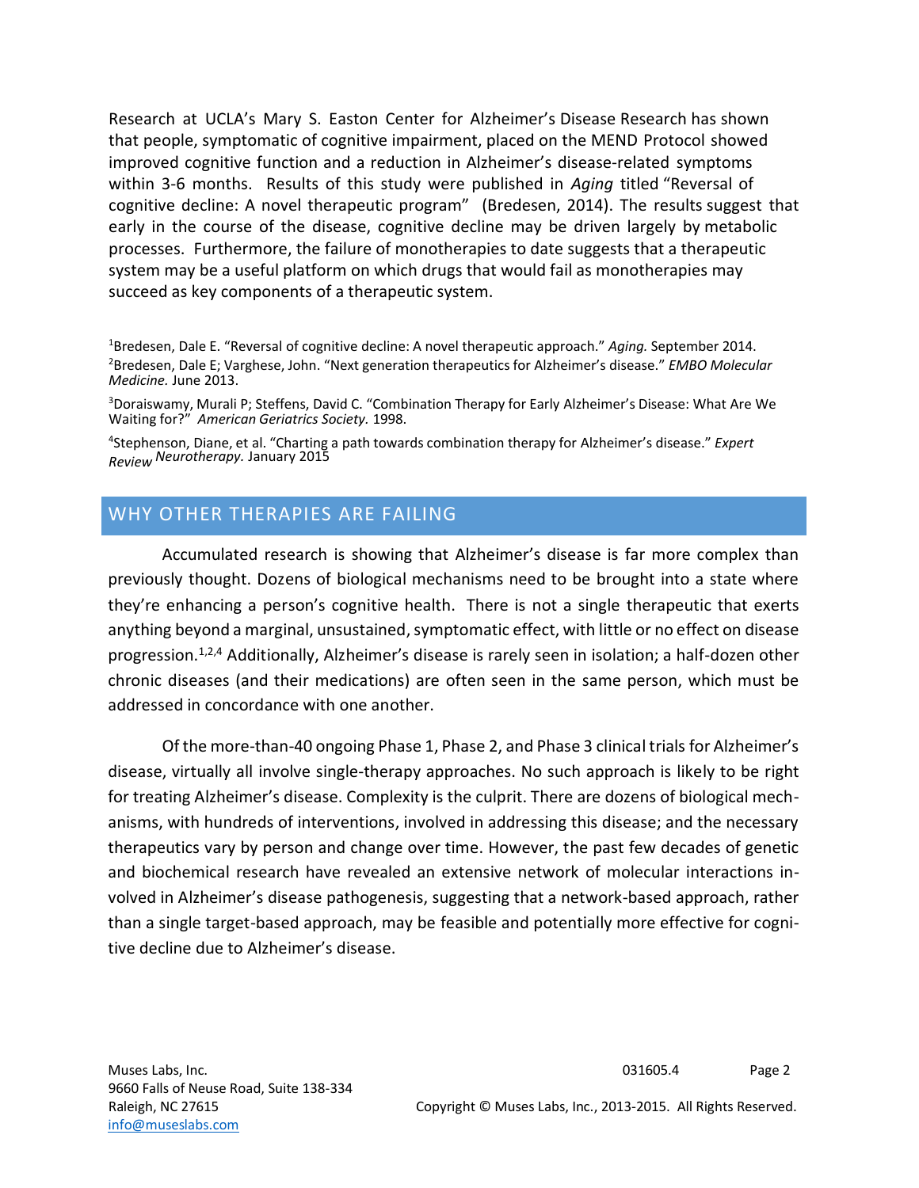Research at UCLA's Mary S. Easton Center for Alzheimer's Disease Research has shown that people, symptomatic of cognitive impairment, placed on the MEND Protocol showed improved cognitive function and a reduction in Alzheimer's disease-related symptoms within 3-6 months. Results of this study were published in *Aging* titled "Reversal of cognitive decline: A novel therapeutic program" (Bredesen, 2014). The results suggest that early in the course of the disease, cognitive decline may be driven largely by metabolic processes. Furthermore, the failure of monotherapies to date suggests that a therapeutic system may be a useful platform on which drugs that would fail as monotherapies may succeed as key components of a therapeutic system.

[1]Bredesen, Dale E. "Reversal of cognitive decline: A novel therapeutic approach." *Aging.* September 2014.
[2]Bredesen, Dale E; Varghese, John. "Next generation therapeutics for Alzheimer's disease." *EMBO Molecular Medicine.* June 2013.

[3]Doraiswamy, Murali P; Steffens, David C. "Combination Therapy for Early Alzheimer's Disease: What Are We Waiting for?" *American Geriatrics Society.* 1998.

[4]Stephenson, Diane, et al. "Charting a path towards combination therapy for Alzheimer's disease." *Expert Review Neurotherapy.* January 2015

## WHY OTHER THERAPIES ARE FAILING

Accumulated research is showing that Alzheimer's disease is far more complex than previously thought. Dozens of biological mechanisms need to be brought into a state where they're enhancing a person's cognitive health. There is not a single therapeutic that exerts anything beyond a marginal, unsustained, symptomatic effect, with little or no effect on disease progression.[1,2,4] Additionally, Alzheimer's disease is rarely seen in isolation; a half-dozen other chronic diseases (and their medications) are often seen in the same person, which must be addressed in concordance with one another.

Of the more-than-40 ongoing Phase 1, Phase 2, and Phase 3 clinical trials for Alzheimer's disease, virtually all involve single-therapy approaches. No such approach is likely to be right for treating Alzheimer's disease. Complexity is the culprit. There are dozens of biological mechanisms, with hundreds of interventions, involved in addressing this disease; and the necessary therapeutics vary by person and change over time. However, the past few decades of genetic and biochemical research have revealed an extensive network of molecular interactions involved in Alzheimer's disease pathogenesis, suggesting that a network-based approach, rather than a single target-based approach, may be feasible and potentially more effective for cognitive decline due to Alzheimer's disease.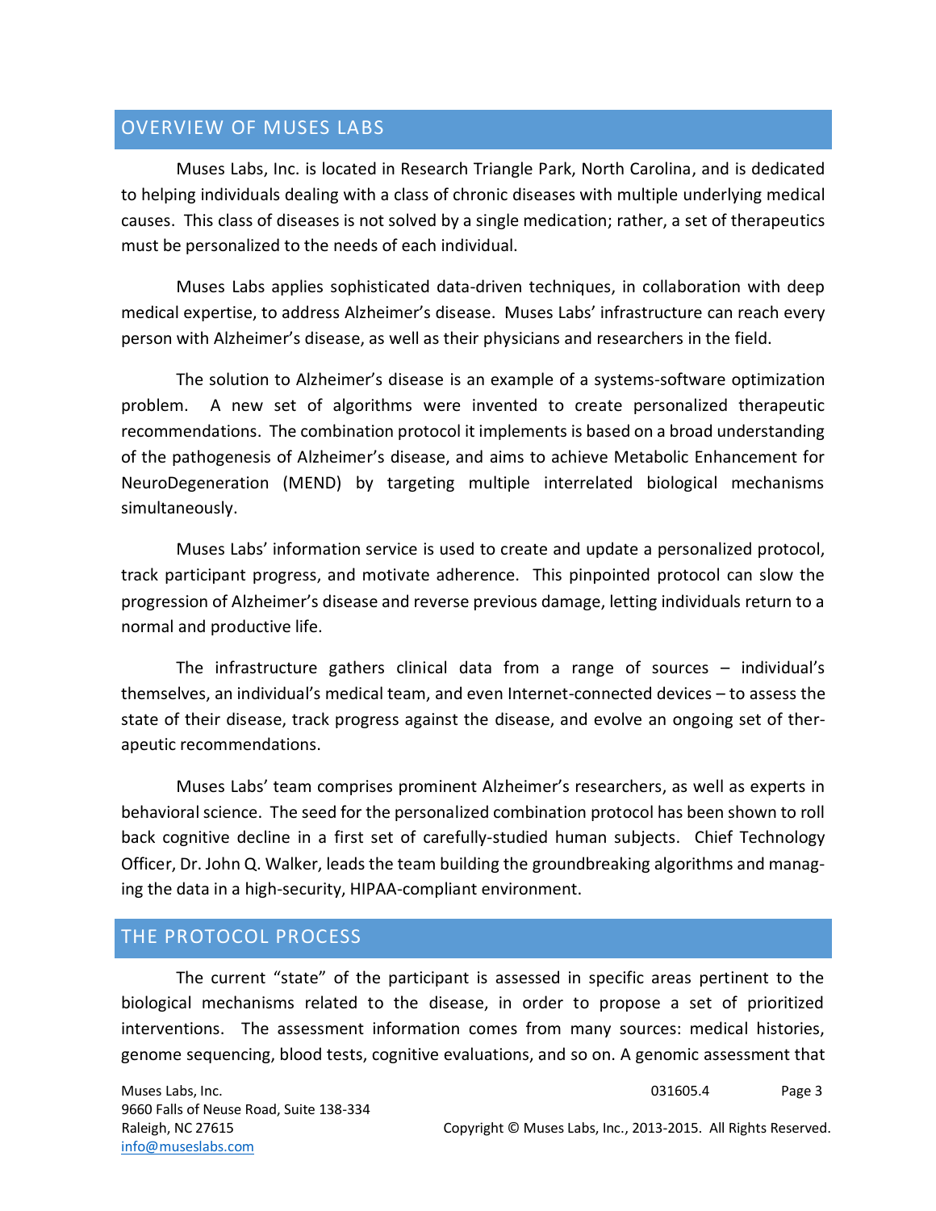## OVERVIEW OF MUSES LABS

Muses Labs, Inc. is located in Research Triangle Park, North Carolina, and is dedicated to helping individuals dealing with a class of chronic diseases with multiple underlying medical causes. This class of diseases is not solved by a single medication; rather, a set of therapeutics must be personalized to the needs of each individual.

Muses Labs applies sophisticated data-driven techniques, in collaboration with deep medical expertise, to address Alzheimer's disease. Muses Labs' infrastructure can reach every person with Alzheimer's disease, as well as their physicians and researchers in the field.

The solution to Alzheimer's disease is an example of a systems-software optimization problem. A new set of algorithms were invented to create personalized therapeutic recommendations. The combination protocol it implements is based on a broad understanding of the pathogenesis of Alzheimer's disease, and aims to achieve Metabolic Enhancement for NeuroDegeneration (MEND) by targeting multiple interrelated biological mechanisms simultaneously.

Muses Labs' information service is used to create and update a personalized protocol, track participant progress, and motivate adherence. This pinpointed protocol can slow the progression of Alzheimer's disease and reverse previous damage, letting individuals return to a normal and productive life.

The infrastructure gathers clinical data from a range of sources – individual's themselves, an individual's medical team, and even Internet-connected devices – to assess the state of their disease, track progress against the disease, and evolve an ongoing set of therapeutic recommendations.

Muses Labs' team comprises prominent Alzheimer's researchers, as well as experts in behavioral science. The seed for the personalized combination protocol has been shown to roll back cognitive decline in a first set of carefully-studied human subjects. Chief Technology Officer, Dr. John Q. Walker, leads the team building the groundbreaking algorithms and managing the data in a high-security, HIPAA-compliant environment.

## THE PROTOCOL PROCESS

The current "state" of the participant is assessed in specific areas pertinent to the biological mechanisms related to the disease, in order to propose a set of prioritized interventions. The assessment information comes from many sources: medical histories, genome sequencing, blood tests, cognitive evaluations, and so on. A genomic assessment that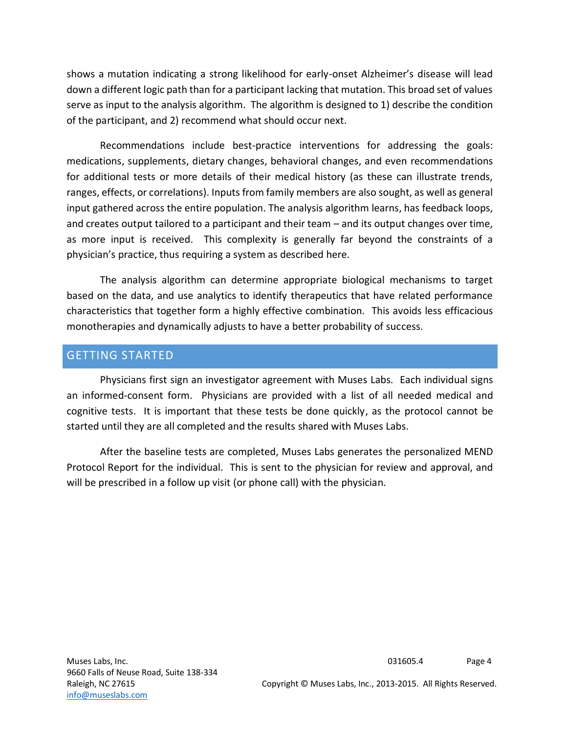shows a mutation indicating a strong likelihood for early-onset Alzheimer's disease will lead down a different logic path than for a participant lacking that mutation. This broad set of values serve as input to the analysis algorithm. The algorithm is designed to 1) describe the condition of the participant, and 2) recommend what should occur next.

Recommendations include best-practice interventions for addressing the goals: medications, supplements, dietary changes, behavioral changes, and even recommendations for additional tests or more details of their medical history (as these can illustrate trends, ranges, effects, or correlations). Inputs from family members are also sought, as well as general input gathered across the entire population. The analysis algorithm learns, has feedback loops, and creates output tailored to a participant and their team – and its output changes over time, as more input is received. This complexity is generally far beyond the constraints of a physician's practice, thus requiring a system as described here.

The analysis algorithm can determine appropriate biological mechanisms to target based on the data, and use analytics to identify therapeutics that have related performance characteristics that together form a highly effective combination. This avoids less efficacious monotherapies and dynamically adjusts to have a better probability of success.

## GETTING STARTED

Physicians first sign an investigator agreement with Muses Labs. Each individual signs an informed-consent form. Physicians are provided with a list of all needed medical and cognitive tests. It is important that these tests be done quickly, as the protocol cannot be started until they are all completed and the results shared with Muses Labs.

After the baseline tests are completed, Muses Labs generates the personalized MEND Protocol Report for the individual. This is sent to the physician for review and approval, and will be prescribed in a follow up visit (or phone call) with the physician.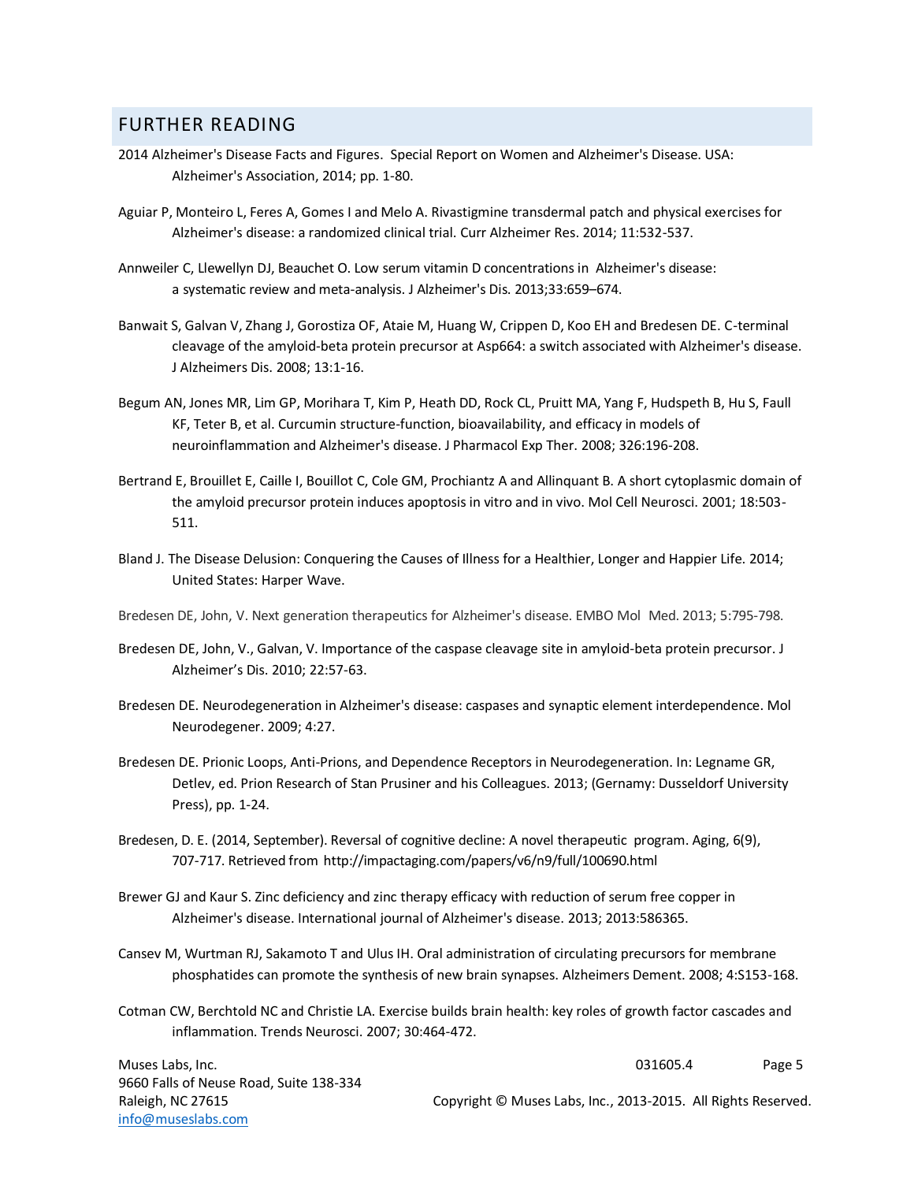## FURTHER READING

2014 Alzheimer's Disease Facts and Figures. Special Report on Women and Alzheimer's Disease. USA: Alzheimer's Association, 2014; pp. 1-80.

Aguiar P, Monteiro L, Feres A, Gomes I and Melo A. Rivastigmine transdermal patch and physical exercises for Alzheimer's disease: a randomized clinical trial. Curr Alzheimer Res. 2014; 11:532-537.

Annweiler C, Llewellyn DJ, Beauchet O. Low serum vitamin D concentrations in Alzheimer's disease: a systematic review and meta-analysis. J Alzheimer's Dis. 2013;33:659–674.

Banwait S, Galvan V, Zhang J, Gorostiza OF, Ataie M, Huang W, Crippen D, Koo EH and Bredesen DE. C-terminal cleavage of the amyloid-beta protein precursor at Asp664: a switch associated with Alzheimer's disease. J Alzheimers Dis. 2008; 13:1-16.

Begum AN, Jones MR, Lim GP, Morihara T, Kim P, Heath DD, Rock CL, Pruitt MA, Yang F, Hudspeth B, Hu S, Faull KF, Teter B, et al. Curcumin structure-function, bioavailability, and efficacy in models of neuroinflammation and Alzheimer's disease. J Pharmacol Exp Ther. 2008; 326:196-208.

Bertrand E, Brouillet E, Caille I, Bouillot C, Cole GM, Prochiantz A and Allinquant B. A short cytoplasmic domain of the amyloid precursor protein induces apoptosis in vitro and in vivo. Mol Cell Neurosci. 2001; 18:503-511.

Bland J. The Disease Delusion: Conquering the Causes of Illness for a Healthier, Longer and Happier Life. 2014; United States: Harper Wave.

Bredesen DE, John, V. Next generation therapeutics for Alzheimer's disease. EMBO Mol Med. 2013; 5:795-798.

Bredesen DE, John, V., Galvan, V. Importance of the caspase cleavage site in amyloid-beta protein precursor. J Alzheimer's Dis. 2010; 22:57-63.

Bredesen DE. Neurodegeneration in Alzheimer's disease: caspases and synaptic element interdependence. Mol Neurodegener. 2009; 4:27.

Bredesen DE. Prionic Loops, Anti-Prions, and Dependence Receptors in Neurodegeneration. In: Legname GR, Detlev, ed. Prion Research of Stan Prusiner and his Colleagues. 2013; (Gernamy: Dusseldorf University Press), pp. 1-24.

Bredesen, D. E. (2014, September). Reversal of cognitive decline: A novel therapeutic program. Aging, 6(9), 707-717. Retrieved from http://impactaging.com/papers/v6/n9/full/100690.html

Brewer GJ and Kaur S. Zinc deficiency and zinc therapy efficacy with reduction of serum free copper in Alzheimer's disease. International journal of Alzheimer's disease. 2013; 2013:586365.

Cansev M, Wurtman RJ, Sakamoto T and Ulus IH. Oral administration of circulating precursors for membrane phosphatides can promote the synthesis of new brain synapses. Alzheimers Dement. 2008; 4:S153-168.

Cotman CW, Berchtold NC and Christie LA. Exercise builds brain health: key roles of growth factor cascades and inflammation. Trends Neurosci. 2007; 30:464-472.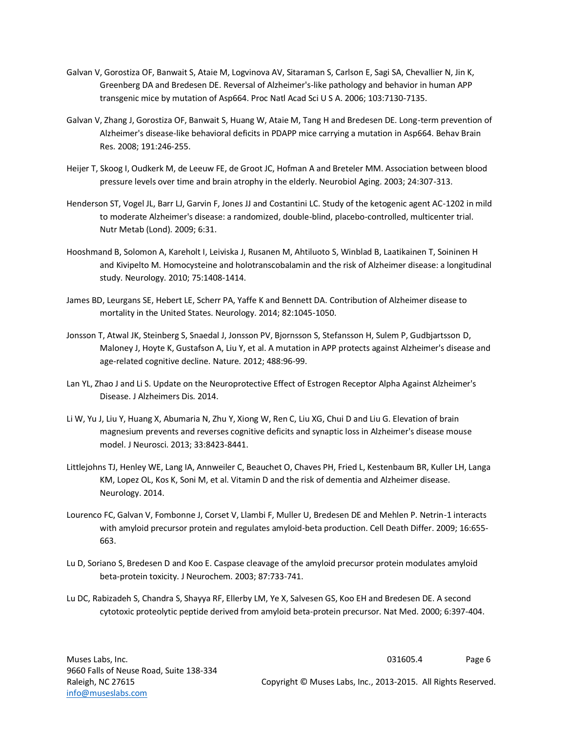Galvan V, Gorostiza OF, Banwait S, Ataie M, Logvinova AV, Sitaraman S, Carlson E, Sagi SA, Chevallier N, Jin K, Greenberg DA and Bredesen DE. Reversal of Alzheimer's-like pathology and behavior in human APP transgenic mice by mutation of Asp664. Proc Natl Acad Sci U S A. 2006; 103:7130-7135.

Galvan V, Zhang J, Gorostiza OF, Banwait S, Huang W, Ataie M, Tang H and Bredesen DE. Long-term prevention of Alzheimer's disease-like behavioral deficits in PDAPP mice carrying a mutation in Asp664. Behav Brain Res. 2008; 191:246-255.

Heijer T, Skoog I, Oudkerk M, de Leeuw FE, de Groot JC, Hofman A and Breteler MM. Association between blood pressure levels over time and brain atrophy in the elderly. Neurobiol Aging. 2003; 24:307-313.

Henderson ST, Vogel JL, Barr LJ, Garvin F, Jones JJ and Costantini LC. Study of the ketogenic agent AC-1202 in mild to moderate Alzheimer's disease: a randomized, double-blind, placebo-controlled, multicenter trial. Nutr Metab (Lond). 2009; 6:31.

Hooshmand B, Solomon A, Kareholt I, Leiviska J, Rusanen M, Ahtiluoto S, Winblad B, Laatikainen T, Soininen H and Kivipelto M. Homocysteine and holotranscobalamin and the risk of Alzheimer disease: a longitudinal study. Neurology. 2010; 75:1408-1414.

James BD, Leurgans SE, Hebert LE, Scherr PA, Yaffe K and Bennett DA. Contribution of Alzheimer disease to mortality in the United States. Neurology. 2014; 82:1045-1050.

Jonsson T, Atwal JK, Steinberg S, Snaedal J, Jonsson PV, Bjornsson S, Stefansson H, Sulem P, Gudbjartsson D, Maloney J, Hoyte K, Gustafson A, Liu Y, et al. A mutation in APP protects against Alzheimer's disease and age-related cognitive decline. Nature. 2012; 488:96-99.

Lan YL, Zhao J and Li S. Update on the Neuroprotective Effect of Estrogen Receptor Alpha Against Alzheimer's Disease. J Alzheimers Dis. 2014.

Li W, Yu J, Liu Y, Huang X, Abumaria N, Zhu Y, Xiong W, Ren C, Liu XG, Chui D and Liu G. Elevation of brain magnesium prevents and reverses cognitive deficits and synaptic loss in Alzheimer's disease mouse model. J Neurosci. 2013; 33:8423-8441.

Littlejohns TJ, Henley WE, Lang IA, Annweiler C, Beauchet O, Chaves PH, Fried L, Kestenbaum BR, Kuller LH, Langa KM, Lopez OL, Kos K, Soni M, et al. Vitamin D and the risk of dementia and Alzheimer disease. Neurology. 2014.

Lourenco FC, Galvan V, Fombonne J, Corset V, Llambi F, Muller U, Bredesen DE and Mehlen P. Netrin-1 interacts with amyloid precursor protein and regulates amyloid-beta production. Cell Death Differ. 2009; 16:655-663.

Lu D, Soriano S, Bredesen D and Koo E. Caspase cleavage of the amyloid precursor protein modulates amyloid beta-protein toxicity. J Neurochem. 2003; 87:733-741.

Lu DC, Rabizadeh S, Chandra S, Shayya RF, Ellerby LM, Ye X, Salvesen GS, Koo EH and Bredesen DE. A second cytotoxic proteolytic peptide derived from amyloid beta-protein precursor. Nat Med. 2000; 6:397-404.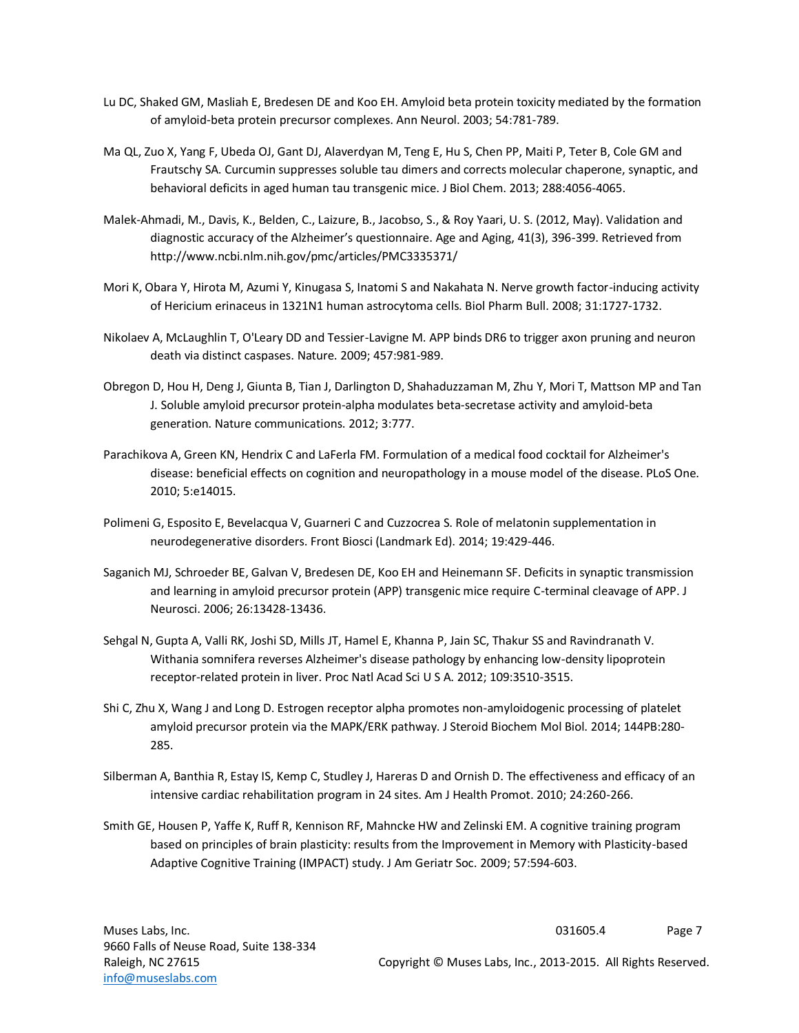Lu DC, Shaked GM, Masliah E, Bredesen DE and Koo EH. Amyloid beta protein toxicity mediated by the formation of amyloid-beta protein precursor complexes. Ann Neurol. 2003; 54:781-789.

Ma QL, Zuo X, Yang F, Ubeda OJ, Gant DJ, Alaverdyan M, Teng E, Hu S, Chen PP, Maiti P, Teter B, Cole GM and Frautschy SA. Curcumin suppresses soluble tau dimers and corrects molecular chaperone, synaptic, and behavioral deficits in aged human tau transgenic mice. J Biol Chem. 2013; 288:4056-4065.

Malek-Ahmadi, M., Davis, K., Belden, C., Laizure, B., Jacobso, S., & Roy Yaari, U. S. (2012, May). Validation and diagnostic accuracy of the Alzheimer's questionnaire. Age and Aging, 41(3), 396-399. Retrieved from http://www.ncbi.nlm.nih.gov/pmc/articles/PMC3335371/

Mori K, Obara Y, Hirota M, Azumi Y, Kinugasa S, Inatomi S and Nakahata N. Nerve growth factor-inducing activity of Hericium erinaceus in 1321N1 human astrocytoma cells. Biol Pharm Bull. 2008; 31:1727-1732.

Nikolaev A, McLaughlin T, O'Leary DD and Tessier-Lavigne M. APP binds DR6 to trigger axon pruning and neuron death via distinct caspases. Nature. 2009; 457:981-989.

Obregon D, Hou H, Deng J, Giunta B, Tian J, Darlington D, Shahaduzzaman M, Zhu Y, Mori T, Mattson MP and Tan J. Soluble amyloid precursor protein-alpha modulates beta-secretase activity and amyloid-beta generation. Nature communications. 2012; 3:777.

Parachikova A, Green KN, Hendrix C and LaFerla FM. Formulation of a medical food cocktail for Alzheimer's disease: beneficial effects on cognition and neuropathology in a mouse model of the disease. PLoS One. 2010; 5:e14015.

Polimeni G, Esposito E, Bevelacqua V, Guarneri C and Cuzzocrea S. Role of melatonin supplementation in neurodegenerative disorders. Front Biosci (Landmark Ed). 2014; 19:429-446.

Saganich MJ, Schroeder BE, Galvan V, Bredesen DE, Koo EH and Heinemann SF. Deficits in synaptic transmission and learning in amyloid precursor protein (APP) transgenic mice require C-terminal cleavage of APP. J Neurosci. 2006; 26:13428-13436.

Sehgal N, Gupta A, Valli RK, Joshi SD, Mills JT, Hamel E, Khanna P, Jain SC, Thakur SS and Ravindranath V. Withania somnifera reverses Alzheimer's disease pathology by enhancing low-density lipoprotein receptor-related protein in liver. Proc Natl Acad Sci U S A. 2012; 109:3510-3515.

Shi C, Zhu X, Wang J and Long D. Estrogen receptor alpha promotes non-amyloidogenic processing of platelet amyloid precursor protein via the MAPK/ERK pathway. J Steroid Biochem Mol Biol. 2014; 144PB:280-285.

Silberman A, Banthia R, Estay IS, Kemp C, Studley J, Hareras D and Ornish D. The effectiveness and efficacy of an intensive cardiac rehabilitation program in 24 sites. Am J Health Promot. 2010; 24:260-266.

Smith GE, Housen P, Yaffe K, Ruff R, Kennison RF, Mahncke HW and Zelinski EM. A cognitive training program based on principles of brain plasticity: results from the Improvement in Memory with Plasticity-based Adaptive Cognitive Training (IMPACT) study. J Am Geriatr Soc. 2009; 57:594-603.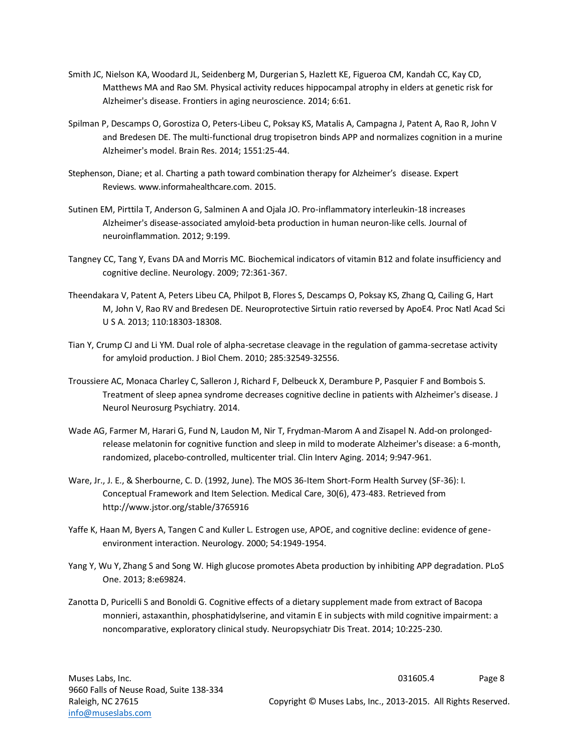Smith JC, Nielson KA, Woodard JL, Seidenberg M, Durgerian S, Hazlett KE, Figueroa CM, Kandah CC, Kay CD, Matthews MA and Rao SM. Physical activity reduces hippocampal atrophy in elders at genetic risk for Alzheimer's disease. Frontiers in aging neuroscience. 2014; 6:61.

Spilman P, Descamps O, Gorostiza O, Peters-Libeu C, Poksay KS, Matalis A, Campagna J, Patent A, Rao R, John V and Bredesen DE. The multi-functional drug tropisetron binds APP and normalizes cognition in a murine Alzheimer's model. Brain Res. 2014; 1551:25-44.

Stephenson, Diane; et al. Charting a path toward combination therapy for Alzheimer's disease. Expert Reviews. www.informahealthcare.com. 2015.

Sutinen EM, Pirttila T, Anderson G, Salminen A and Ojala JO. Pro-inflammatory interleukin-18 increases Alzheimer's disease-associated amyloid-beta production in human neuron-like cells. Journal of neuroinflammation. 2012; 9:199.

Tangney CC, Tang Y, Evans DA and Morris MC. Biochemical indicators of vitamin B12 and folate insufficiency and cognitive decline. Neurology. 2009; 72:361-367.

Theendakara V, Patent A, Peters Libeu CA, Philpot B, Flores S, Descamps O, Poksay KS, Zhang Q, Cailing G, Hart M, John V, Rao RV and Bredesen DE. Neuroprotective Sirtuin ratio reversed by ApoE4. Proc Natl Acad Sci U S A. 2013; 110:18303-18308.

Tian Y, Crump CJ and Li YM. Dual role of alpha-secretase cleavage in the regulation of gamma-secretase activity for amyloid production. J Biol Chem. 2010; 285:32549-32556.

Troussiere AC, Monaca Charley C, Salleron J, Richard F, Delbeuck X, Derambure P, Pasquier F and Bombois S. Treatment of sleep apnea syndrome decreases cognitive decline in patients with Alzheimer's disease. J Neurol Neurosurg Psychiatry. 2014.

Wade AG, Farmer M, Harari G, Fund N, Laudon M, Nir T, Frydman-Marom A and Zisapel N. Add-on prolonged-release melatonin for cognitive function and sleep in mild to moderate Alzheimer's disease: a 6-month, randomized, placebo-controlled, multicenter trial. Clin Interv Aging. 2014; 9:947-961.

Ware, Jr., J. E., & Sherbourne, C. D. (1992, June). The MOS 36-Item Short-Form Health Survey (SF-36): I. Conceptual Framework and Item Selection. Medical Care, 30(6), 473-483. Retrieved from http://www.jstor.org/stable/3765916

Yaffe K, Haan M, Byers A, Tangen C and Kuller L. Estrogen use, APOE, and cognitive decline: evidence of gene-environment interaction. Neurology. 2000; 54:1949-1954.

Yang Y, Wu Y, Zhang S and Song W. High glucose promotes Abeta production by inhibiting APP degradation. PLoS One. 2013; 8:e69824.

Zanotta D, Puricelli S and Bonoldi G. Cognitive effects of a dietary supplement made from extract of Bacopa monnieri, astaxanthin, phosphatidylserine, and vitamin E in subjects with mild cognitive impairment: a noncomparative, exploratory clinical study. Neuropsychiatr Dis Treat. 2014; 10:225-230.